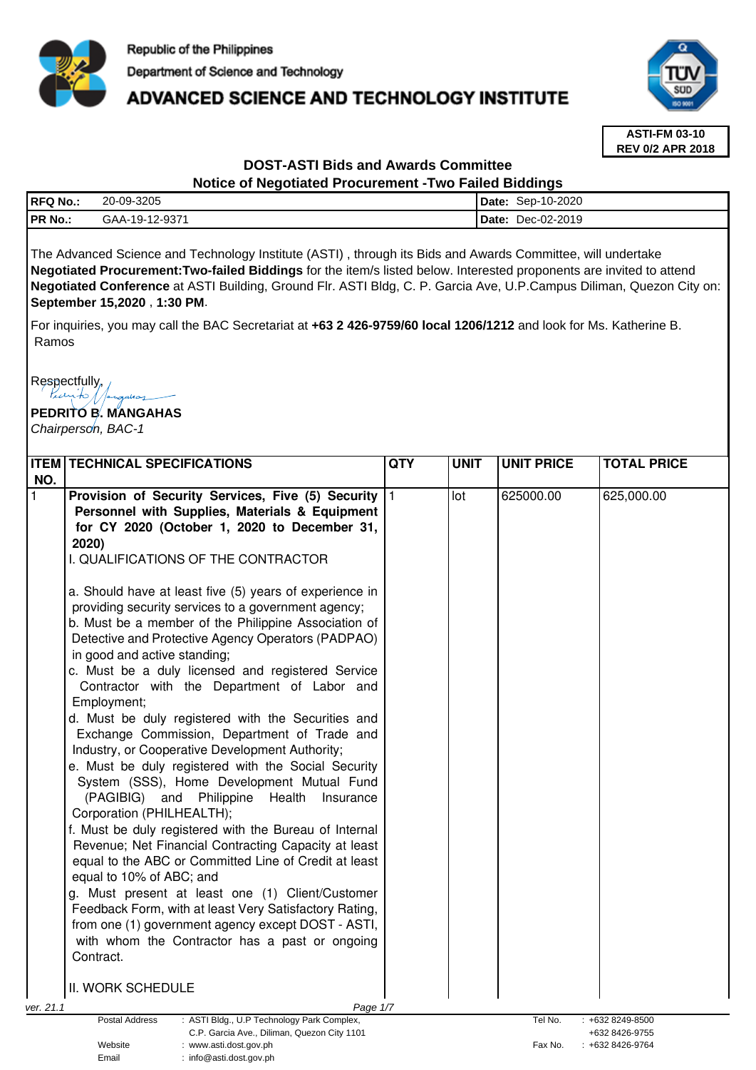Republic of the Philippines

Department of Science and Technology

# ADVANCED SCIENCE AND TECHNOLOGY INSTITUTE

**ASTI-FM 03-10**
**REV 0/2 APR 2018**

## DOST-ASTI Bids and Awards Committee
## Notice of Negotiated Procurement -Two Failed Biddings

| | | |
|---|---|---|
| **RFQ No.:** 20-09-3205 | | **Date:** Sep-10-2020 |
| **PR No.:** GAA-19-12-9371 | | **Date:** Dec-02-2019 |

The Advanced Science and Technology Institute (ASTI) , through its Bids and Awards Committee, will undertake **Negotiated Procurement:Two-failed Biddings** for the item/s listed below. Interested proponents are invited to attend **Negotiated Conference** at ASTI Building, Ground Flr. ASTI Bldg, C. P. Garcia Ave, U.P.Campus Diliman, Quezon City on: **September 15,2020** , **1:30 PM**.

For inquiries, you may call the BAC Secretariat at **+63 2 426-9759/60 local 1206/1212** and look for Ms. Katherine B. Ramos

Respectfully,

**PEDRITO B. MANGAHAS**
*Chairperson, BAC-1*

| ITEM NO. | TECHNICAL SPECIFICATIONS | QTY | UNIT | UNIT PRICE | TOTAL PRICE |
|---|---|---|---|---|---|
| 1 | **Provision of Security Services, Five (5) Security Personnel with Supplies, Materials & Equipment for CY 2020 (October 1, 2020 to December 31, 2020)**<br>I. QUALIFICATIONS OF THE CONTRACTOR<br><br>a. Should have at least five (5) years of experience in providing security services to a government agency;<br>b. Must be a member of the Philippine Association of Detective and Protective Agency Operators (PADPAO) in good and active standing;<br>c. Must be a duly licensed and registered Service Contractor with the Department of Labor and Employment;<br>d. Must be duly registered with the Securities and Exchange Commission, Department of Trade and Industry, or Cooperative Development Authority;<br>e. Must be duly registered with the Social Security System (SSS), Home Development Mutual Fund (PAGIBIG) and Philippine Health Insurance Corporation (PHILHEALTH);<br>f. Must be duly registered with the Bureau of Internal Revenue; Net Financial Contracting Capacity at least equal to the ABC or Committed Line of Credit at least equal to 10% of ABC; and<br>g. Must present at least one (1) Client/Customer Feedback Form, with at least Very Satisfactory Rating, from one (1) government agency except DOST - ASTI, with whom the Contractor has a past or ongoing Contract.<br><br>II. WORK SCHEDULE | 1 | lot | 625000.00 | 625,000.00 |

ver. 21.1

| | | | |
|---|---|---|---|
| Postal Address | : ASTI Bldg., U.P Technology Park Complex, C.P. Garcia Ave., Diliman, Quezon City 1101 | Tel No. | : +632 8249-8500 +632 8426-9755 |
| Website | : www.asti.dost.gov.ph | Fax No. | : +632 8426-9764 |
| Email | : info@asti.dost.gov.ph | | |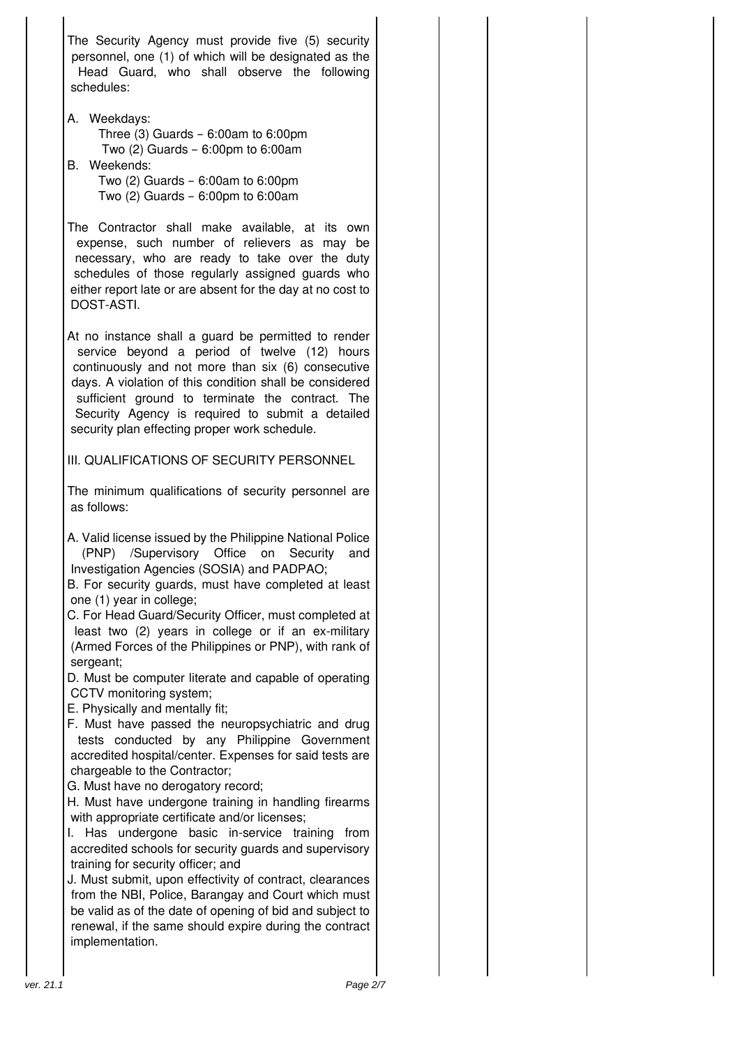The Security Agency must provide five (5) security personnel, one (1) of which will be designated as the Head Guard, who shall observe the following schedules:

A. Weekdays:
   Three (3) Guards – 6:00am to 6:00pm
   Two (2) Guards – 6:00pm to 6:00am
B. Weekends:
   Two (2) Guards – 6:00am to 6:00pm
   Two (2) Guards – 6:00pm to 6:00am

The Contractor shall make available, at its own expense, such number of relievers as may be necessary, who are ready to take over the duty schedules of those regularly assigned guards who either report late or are absent for the day at no cost to DOST-ASTI.

At no instance shall a guard be permitted to render service beyond a period of twelve (12) hours continuously and not more than six (6) consecutive days. A violation of this condition shall be considered sufficient ground to terminate the contract. The Security Agency is required to submit a detailed security plan effecting proper work schedule.

III. QUALIFICATIONS OF SECURITY PERSONNEL

The minimum qualifications of security personnel are as follows:

A. Valid license issued by the Philippine National Police (PNP) /Supervisory Office on Security and Investigation Agencies (SOSIA) and PADPAO;
B. For security guards, must have completed at least one (1) year in college;
C. For Head Guard/Security Officer, must completed at least two (2) years in college or if an ex-military (Armed Forces of the Philippines or PNP), with rank of sergeant;
D. Must be computer literate and capable of operating CCTV monitoring system;
E. Physically and mentally fit;
F. Must have passed the neuropsychiatric and drug tests conducted by any Philippine Government accredited hospital/center. Expenses for said tests are chargeable to the Contractor;
G. Must have no derogatory record;
H. Must have undergone training in handling firearms with appropriate certificate and/or licenses;
I. Has undergone basic in-service training from accredited schools for security guards and supervisory training for security officer; and
J. Must submit, upon effectivity of contract, clearances from the NBI, Police, Barangay and Court which must be valid as of the date of opening of bid and subject to renewal, if the same should expire during the contract implementation.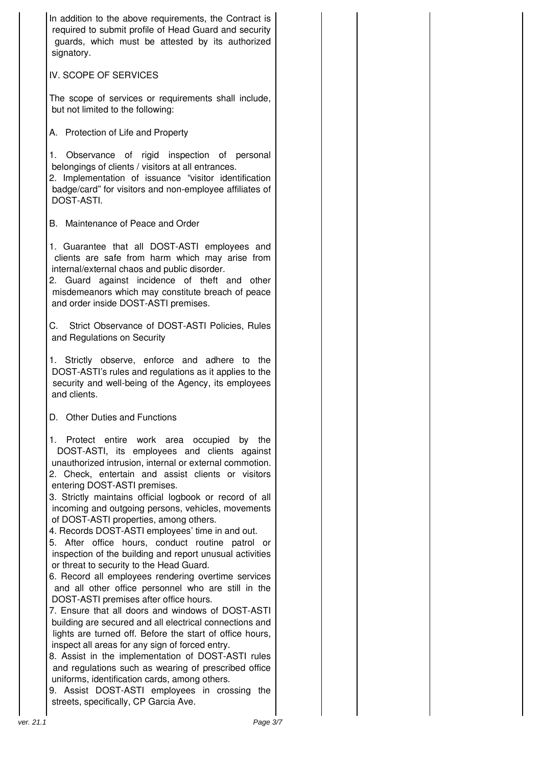In addition to the above requirements, the Contract is required to submit profile of Head Guard and security guards, which must be attested by its authorized signatory.

## IV. SCOPE OF SERVICES

The scope of services or requirements shall include, but not limited to the following:

### A. Protection of Life and Property

1. Observance of rigid inspection of personal belongings of clients / visitors at all entrances.
2. Implementation of issuance "visitor identification badge/card" for visitors and non-employee affiliates of DOST-ASTI.

### B. Maintenance of Peace and Order

1. Guarantee that all DOST-ASTI employees and clients are safe from harm which may arise from internal/external chaos and public disorder.
2. Guard against incidence of theft and other misdemeanors which may constitute breach of peace and order inside DOST-ASTI premises.

### C. Strict Observance of DOST-ASTI Policies, Rules and Regulations on Security

1. Strictly observe, enforce and adhere to the DOST-ASTI's rules and regulations as it applies to the security and well-being of the Agency, its employees and clients.

### D. Other Duties and Functions

1. Protect entire work area occupied by the DOST-ASTI, its employees and clients against unauthorized intrusion, internal or external commotion.
2. Check, entertain and assist clients or visitors entering DOST-ASTI premises.
3. Strictly maintains official logbook or record of all incoming and outgoing persons, vehicles, movements of DOST-ASTI properties, among others.
4. Records DOST-ASTI employees' time in and out.
5. After office hours, conduct routine patrol or inspection of the building and report unusual activities or threat to security to the Head Guard.
6. Record all employees rendering overtime services and all other office personnel who are still in the DOST-ASTI premises after office hours.
7. Ensure that all doors and windows of DOST-ASTI building are secured and all electrical connections and lights are turned off. Before the start of office hours, inspect all areas for any sign of forced entry.
8. Assist in the implementation of DOST-ASTI rules and regulations such as wearing of prescribed office uniforms, identification cards, among others.
9. Assist DOST-ASTI employees in crossing the streets, specifically, CP Garcia Ave.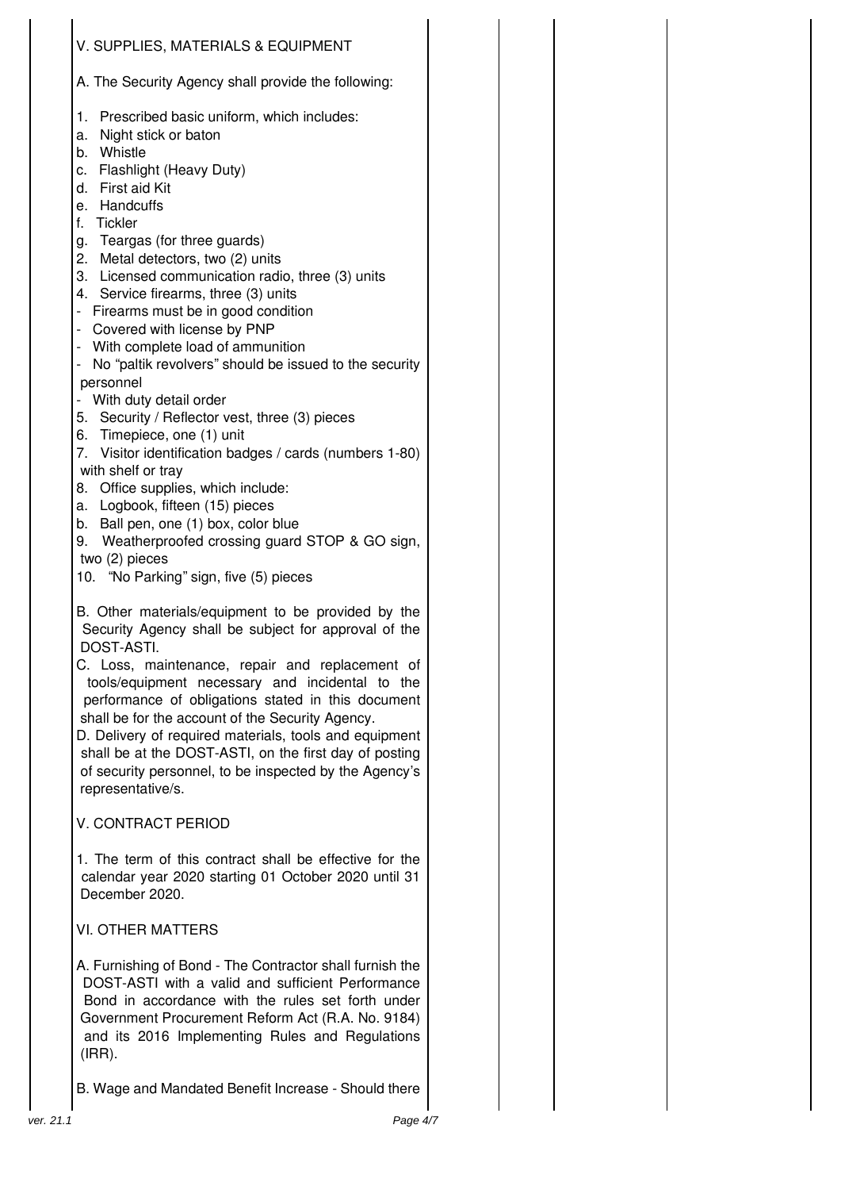## V. SUPPLIES, MATERIALS & EQUIPMENT

A. The Security Agency shall provide the following:

1. Prescribed basic uniform, which includes:
   a. Night stick or baton
   b. Whistle
   c. Flashlight (Heavy Duty)
   d. First aid Kit
   e. Handcuffs
   f. Tickler
   g. Teargas (for three guards)
2. Metal detectors, two (2) units
3. Licensed communication radio, three (3) units
4. Service firearms, three (3) units
   - Firearms must be in good condition
   - Covered with license by PNP
   - With complete load of ammunition
   - No "paltik revolvers" should be issued to the security personnel
   - With duty detail order
5. Security / Reflector vest, three (3) pieces
6. Timepiece, one (1) unit
7. Visitor identification badges / cards (numbers 1-80) with shelf or tray
8. Office supplies, which include:
   a. Logbook, fifteen (15) pieces
   b. Ball pen, one (1) box, color blue
9. Weatherproofed crossing guard STOP & GO sign, two (2) pieces
10. "No Parking" sign, five (5) pieces

B. Other materials/equipment to be provided by the Security Agency shall be subject for approval of the DOST-ASTI.

C. Loss, maintenance, repair and replacement of tools/equipment necessary and incidental to the performance of obligations stated in this document shall be for the account of the Security Agency.

D. Delivery of required materials, tools and equipment shall be at the DOST-ASTI, on the first day of posting of security personnel, to be inspected by the Agency's representative/s.

## V. CONTRACT PERIOD

1. The term of this contract shall be effective for the calendar year 2020 starting 01 October 2020 until 31 December 2020.

## VI. OTHER MATTERS

A. Furnishing of Bond - The Contractor shall furnish the DOST-ASTI with a valid and sufficient Performance Bond in accordance with the rules set forth under Government Procurement Reform Act (R.A. No. 9184) and its 2016 Implementing Rules and Regulations (IRR).

B. Wage and Mandated Benefit Increase - Should there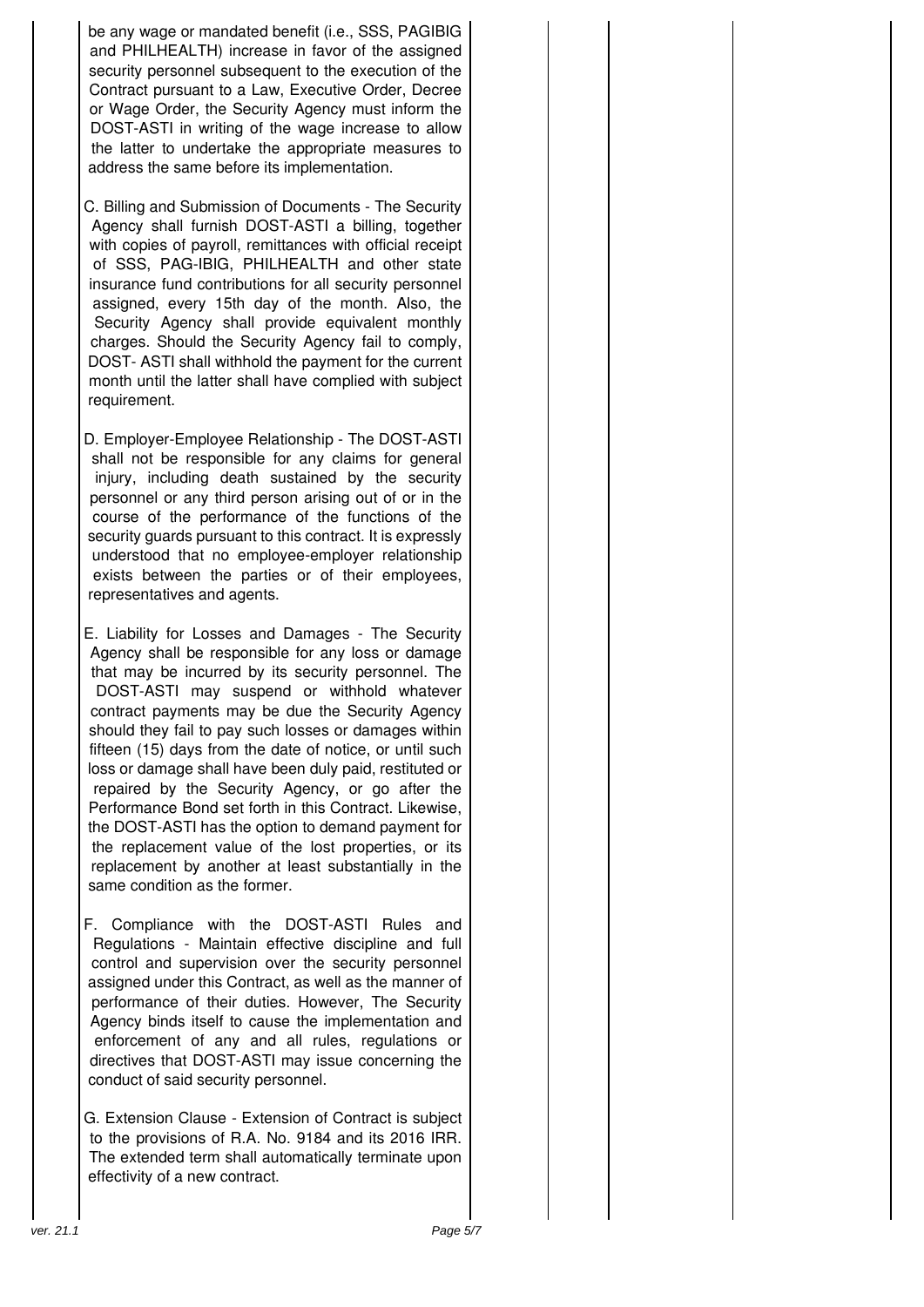be any wage or mandated benefit (i.e., SSS, PAGIBIG and PHILHEALTH) increase in favor of the assigned security personnel subsequent to the execution of the Contract pursuant to a Law, Executive Order, Decree or Wage Order, the Security Agency must inform the DOST-ASTI in writing of the wage increase to allow the latter to undertake the appropriate measures to address the same before its implementation.

C. Billing and Submission of Documents - The Security Agency shall furnish DOST-ASTI a billing, together with copies of payroll, remittances with official receipt of SSS, PAG-IBIG, PHILHEALTH and other state insurance fund contributions for all security personnel assigned, every 15th day of the month. Also, the Security Agency shall provide equivalent monthly charges. Should the Security Agency fail to comply, DOST- ASTI shall withhold the payment for the current month until the latter shall have complied with subject requirement.

D. Employer-Employee Relationship - The DOST-ASTI shall not be responsible for any claims for general injury, including death sustained by the security personnel or any third person arising out of or in the course of the performance of the functions of the security guards pursuant to this contract. It is expressly understood that no employee-employer relationship exists between the parties or of their employees, representatives and agents.

E. Liability for Losses and Damages - The Security Agency shall be responsible for any loss or damage that may be incurred by its security personnel. The DOST-ASTI may suspend or withhold whatever contract payments may be due the Security Agency should they fail to pay such losses or damages within fifteen (15) days from the date of notice, or until such loss or damage shall have been duly paid, restituted or repaired by the Security Agency, or go after the Performance Bond set forth in this Contract. Likewise, the DOST-ASTI has the option to demand payment for the replacement value of the lost properties, or its replacement by another at least substantially in the same condition as the former.

F. Compliance with the DOST-ASTI Rules and Regulations - Maintain effective discipline and full control and supervision over the security personnel assigned under this Contract, as well as the manner of performance of their duties. However, The Security Agency binds itself to cause the implementation and enforcement of any and all rules, regulations or directives that DOST-ASTI may issue concerning the conduct of said security personnel.

G. Extension Clause - Extension of Contract is subject to the provisions of R.A. No. 9184 and its 2016 IRR. The extended term shall automatically terminate upon effectivity of a new contract.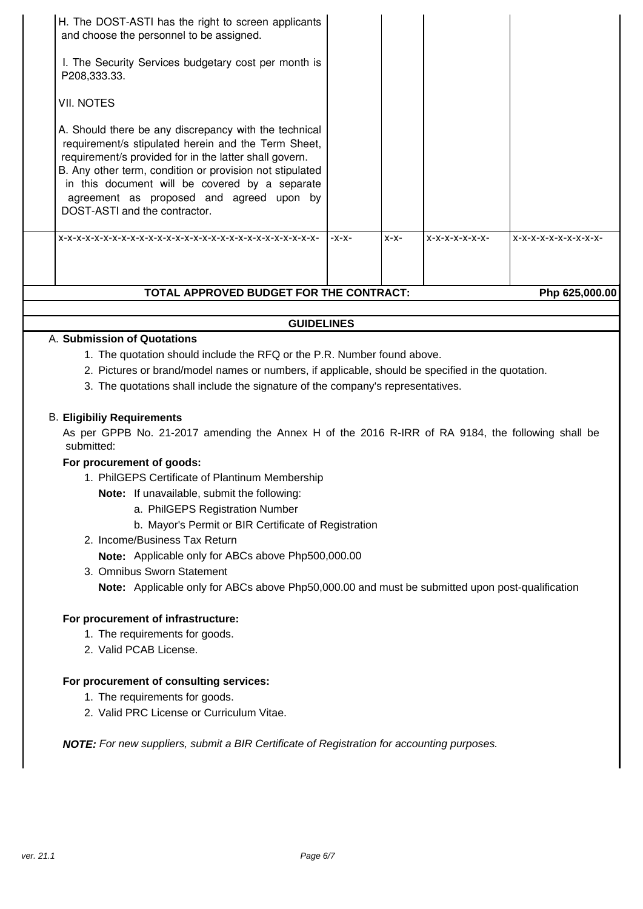| | | | | |
|---|---|---|---|---|
| H. The DOST-ASTI has the right to screen applicants and choose the personnel to be assigned.<br><br>I. The Security Services budgetary cost per month is P208,333.33.<br><br>VII. NOTES<br><br>A. Should there be any discrepancy with the technical requirement/s stipulated herein and the Term Sheet, requirement/s provided for in the latter shall govern.<br>B. Any other term, condition or provision not stipulated in this document will be covered by a separate agreement as proposed and agreed upon by DOST-ASTI and the contractor. | | | | |
| x-x-x-x-x-x-x-x-x-x-x-x-x-x-x-x-x-x-x-x-x-x-x-x-x-x-x-x-x-x- | -x-x- | x-x- | x-x-x-x-x-x-x- | x-x-x-x-x-x-x-x-x-x- |

**TOTAL APPROVED BUDGET FOR THE CONTRACT:** **Php 625,000.00**

## GUIDELINES

### A. Submission of Quotations

1. The quotation should include the RFQ or the P.R. Number found above.
2. Pictures or brand/model names or numbers, if applicable, should be specified in the quotation.
3. The quotations shall include the signature of the company's representatives.

### B. Eligibiliy Requirements

As per GPPB No. 21-2017 amending the Annex H of the 2016 R-IRR of RA 9184, the following shall be submitted:

**For procurement of goods:**

1. PhilGEPS Certificate of Plantinum Membership
   **Note:** If unavailable, submit the following:
   a. PhilGEPS Registration Number
   b. Mayor's Permit or BIR Certificate of Registration
2. Income/Business Tax Return
   **Note:** Applicable only for ABCs above Php500,000.00
3. Omnibus Sworn Statement
   **Note:** Applicable only for ABCs above Php50,000.00 and must be submitted upon post-qualification

**For procurement of infrastructure:**

1. The requirements for goods.
2. Valid PCAB License.

**For procurement of consulting services:**

1. The requirements for goods.
2. Valid PRC License or Curriculum Vitae.

***NOTE:*** *For new suppliers, submit a BIR Certificate of Registration for accounting purposes.*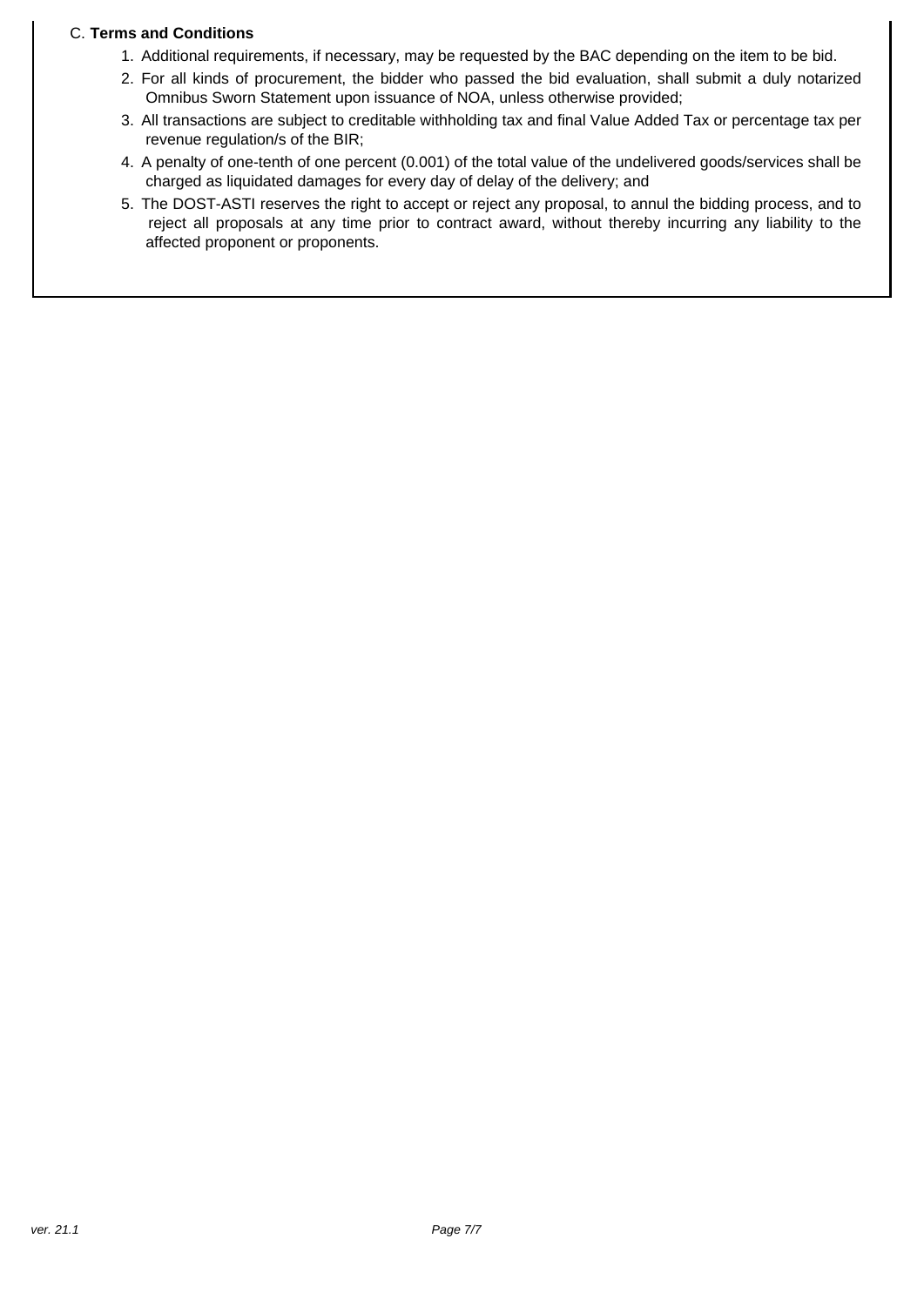C. **Terms and Conditions**

1. Additional requirements, if necessary, may be requested by the BAC depending on the item to be bid.
2. For all kinds of procurement, the bidder who passed the bid evaluation, shall submit a duly notarized Omnibus Sworn Statement upon issuance of NOA, unless otherwise provided;
3. All transactions are subject to creditable withholding tax and final Value Added Tax or percentage tax per revenue regulation/s of the BIR;
4. A penalty of one-tenth of one percent (0.001) of the total value of the undelivered goods/services shall be charged as liquidated damages for every day of delay of the delivery; and
5. The DOST-ASTI reserves the right to accept or reject any proposal, to annul the bidding process, and to reject all proposals at any time prior to contract award, without thereby incurring any liability to the affected proponent or proponents.